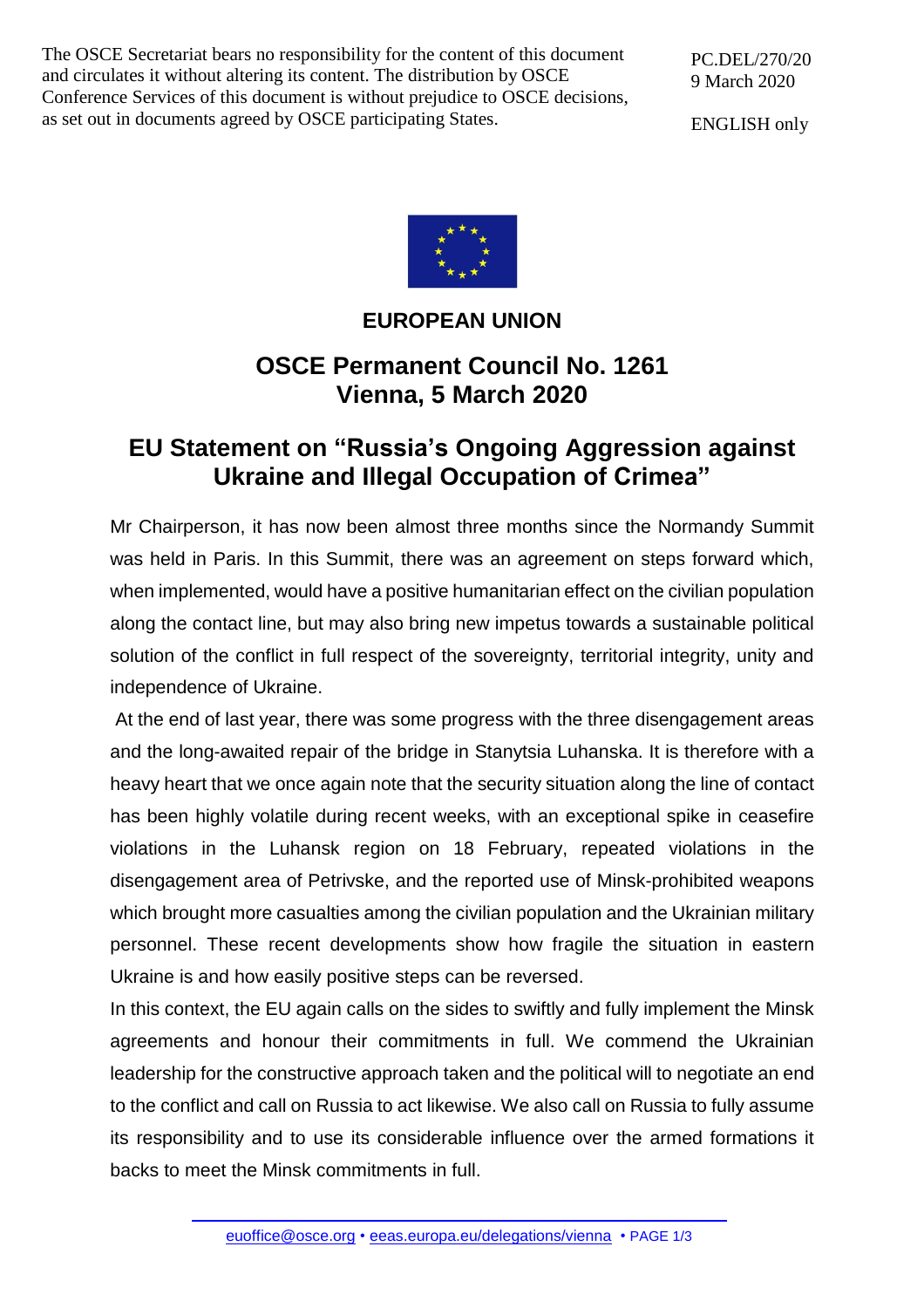The OSCE Secretariat bears no responsibility for the content of this document and circulates it without altering its content. The distribution by OSCE Conference Services of this document is without prejudice to OSCE decisions, as set out in documents agreed by OSCE participating States.

PC.DEL/270/20
9 March 2020

ENGLISH only

**EUROPEAN UNION**

## OSCE Permanent Council No. 1261
## Vienna, 5 March 2020

# EU Statement on "Russia's Ongoing Aggression against Ukraine and Illegal Occupation of Crimea"

Mr Chairperson, it has now been almost three months since the Normandy Summit was held in Paris. In this Summit, there was an agreement on steps forward which, when implemented, would have a positive humanitarian effect on the civilian population along the contact line, but may also bring new impetus towards a sustainable political solution of the conflict in full respect of the sovereignty, territorial integrity, unity and independence of Ukraine.

At the end of last year, there was some progress with the three disengagement areas and the long-awaited repair of the bridge in Stanytsia Luhanska. It is therefore with a heavy heart that we once again note that the security situation along the line of contact has been highly volatile during recent weeks, with an exceptional spike in ceasefire violations in the Luhansk region on 18 February, repeated violations in the disengagement area of Petrivske, and the reported use of Minsk-prohibited weapons which brought more casualties among the civilian population and the Ukrainian military personnel. These recent developments show how fragile the situation in eastern Ukraine is and how easily positive steps can be reversed.

In this context, the EU again calls on the sides to swiftly and fully implement the Minsk agreements and honour their commitments in full. We commend the Ukrainian leadership for the constructive approach taken and the political will to negotiate an end to the conflict and call on Russia to act likewise. We also call on Russia to fully assume its responsibility and to use its considerable influence over the armed formations it backs to meet the Minsk commitments in full.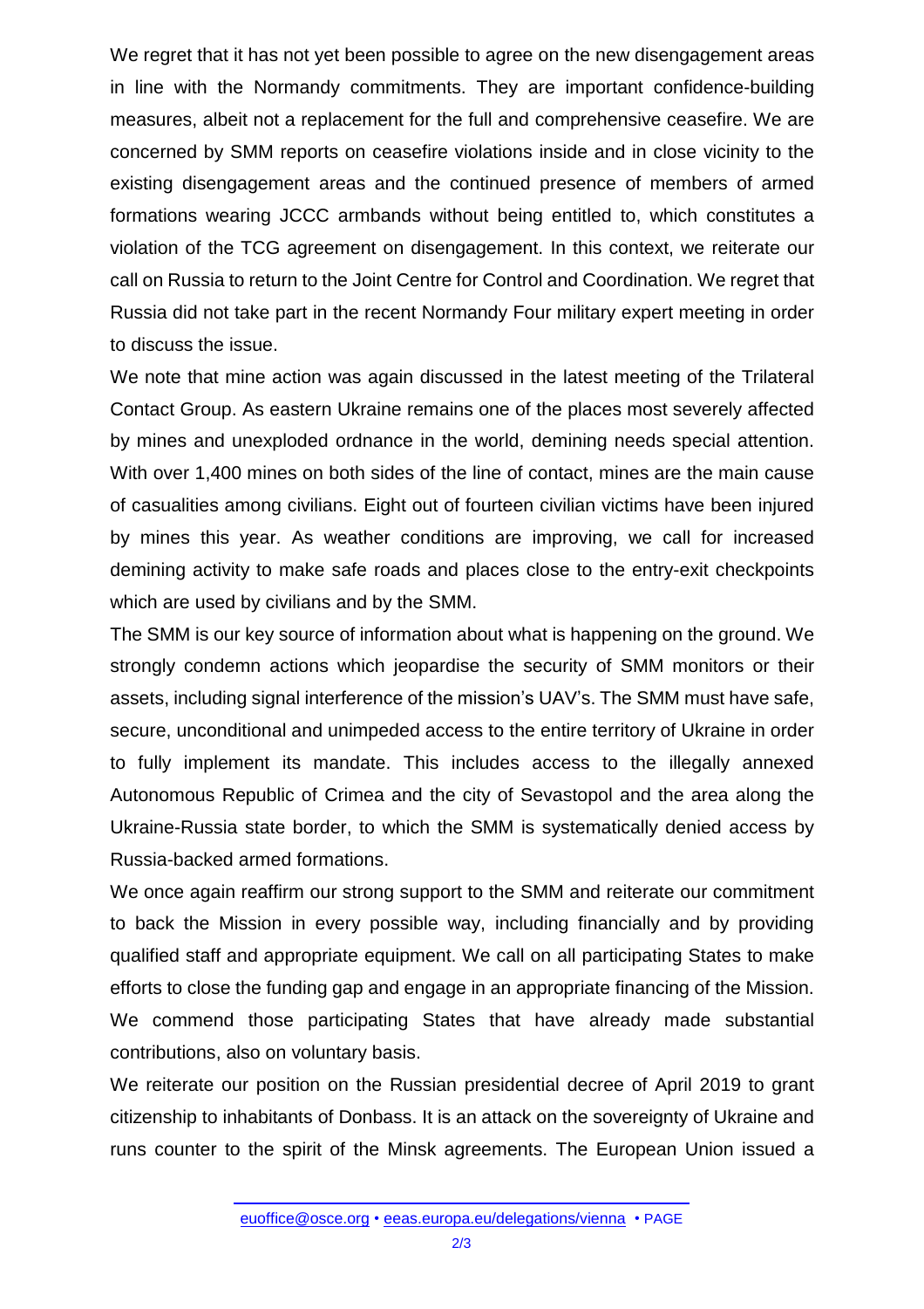We regret that it has not yet been possible to agree on the new disengagement areas in line with the Normandy commitments. They are important confidence-building measures, albeit not a replacement for the full and comprehensive ceasefire. We are concerned by SMM reports on ceasefire violations inside and in close vicinity to the existing disengagement areas and the continued presence of members of armed formations wearing JCCC armbands without being entitled to, which constitutes a violation of the TCG agreement on disengagement. In this context, we reiterate our call on Russia to return to the Joint Centre for Control and Coordination. We regret that Russia did not take part in the recent Normandy Four military expert meeting in order to discuss the issue.

We note that mine action was again discussed in the latest meeting of the Trilateral Contact Group. As eastern Ukraine remains one of the places most severely affected by mines and unexploded ordnance in the world, demining needs special attention. With over 1,400 mines on both sides of the line of contact, mines are the main cause of casualities among civilians. Eight out of fourteen civilian victims have been injured by mines this year. As weather conditions are improving, we call for increased demining activity to make safe roads and places close to the entry-exit checkpoints which are used by civilians and by the SMM.

The SMM is our key source of information about what is happening on the ground. We strongly condemn actions which jeopardise the security of SMM monitors or their assets, including signal interference of the mission's UAV's. The SMM must have safe, secure, unconditional and unimpeded access to the entire territory of Ukraine in order to fully implement its mandate. This includes access to the illegally annexed Autonomous Republic of Crimea and the city of Sevastopol and the area along the Ukraine-Russia state border, to which the SMM is systematically denied access by Russia-backed armed formations.

We once again reaffirm our strong support to the SMM and reiterate our commitment to back the Mission in every possible way, including financially and by providing qualified staff and appropriate equipment. We call on all participating States to make efforts to close the funding gap and engage in an appropriate financing of the Mission. We commend those participating States that have already made substantial contributions, also on voluntary basis.

We reiterate our position on the Russian presidential decree of April 2019 to grant citizenship to inhabitants of Donbass. It is an attack on the sovereignty of Ukraine and runs counter to the spirit of the Minsk agreements. The European Union issued a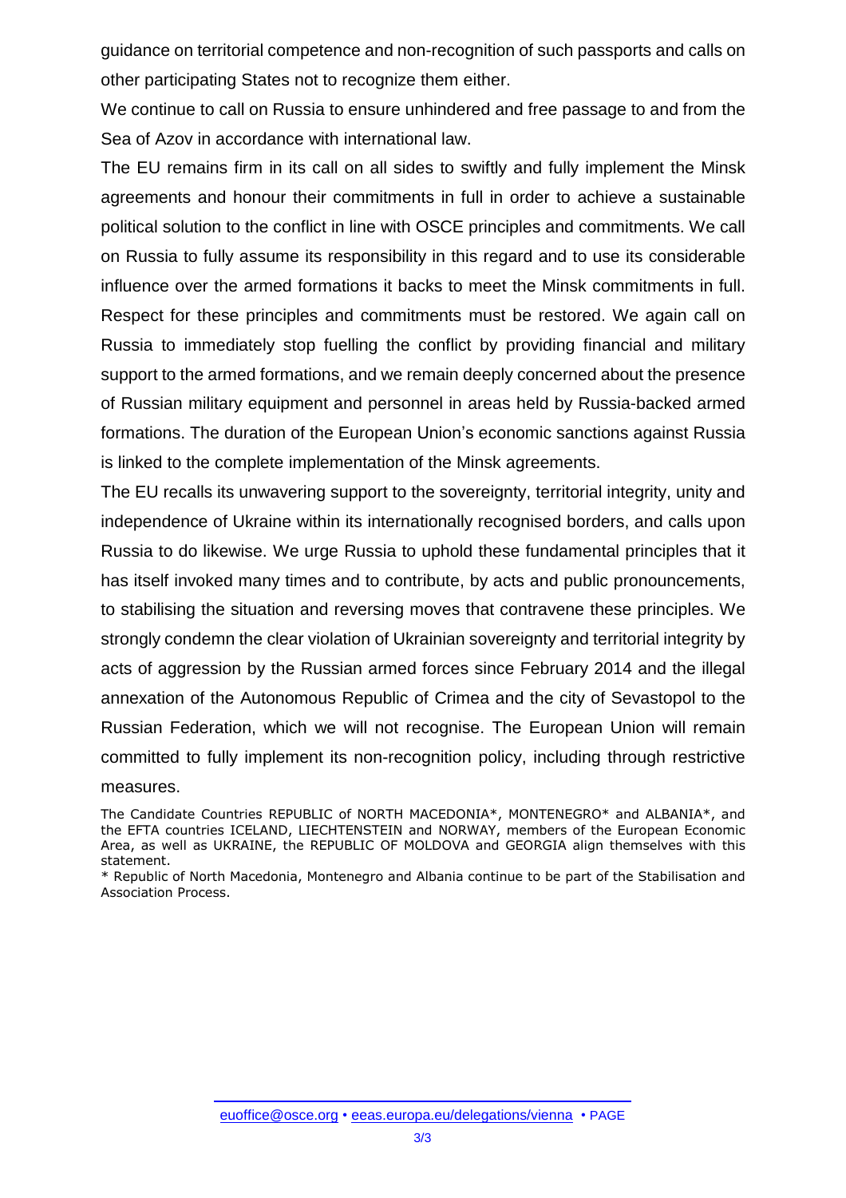guidance on territorial competence and non-recognition of such passports and calls on other participating States not to recognize them either.

We continue to call on Russia to ensure unhindered and free passage to and from the Sea of Azov in accordance with international law.

The EU remains firm in its call on all sides to swiftly and fully implement the Minsk agreements and honour their commitments in full in order to achieve a sustainable political solution to the conflict in line with OSCE principles and commitments. We call on Russia to fully assume its responsibility in this regard and to use its considerable influence over the armed formations it backs to meet the Minsk commitments in full. Respect for these principles and commitments must be restored. We again call on Russia to immediately stop fuelling the conflict by providing financial and military support to the armed formations, and we remain deeply concerned about the presence of Russian military equipment and personnel in areas held by Russia-backed armed formations. The duration of the European Union's economic sanctions against Russia is linked to the complete implementation of the Minsk agreements.

The EU recalls its unwavering support to the sovereignty, territorial integrity, unity and independence of Ukraine within its internationally recognised borders, and calls upon Russia to do likewise. We urge Russia to uphold these fundamental principles that it has itself invoked many times and to contribute, by acts and public pronouncements, to stabilising the situation and reversing moves that contravene these principles. We strongly condemn the clear violation of Ukrainian sovereignty and territorial integrity by acts of aggression by the Russian armed forces since February 2014 and the illegal annexation of the Autonomous Republic of Crimea and the city of Sevastopol to the Russian Federation, which we will not recognise. The European Union will remain committed to fully implement its non-recognition policy, including through restrictive measures.

The Candidate Countries REPUBLIC of NORTH MACEDONIA*, MONTENEGRO* and ALBANIA*, and the EFTA countries ICELAND, LIECHTENSTEIN and NORWAY, members of the European Economic Area, as well as UKRAINE, the REPUBLIC OF MOLDOVA and GEORGIA align themselves with this statement.

* Republic of North Macedonia, Montenegro and Albania continue to be part of the Stabilisation and Association Process.